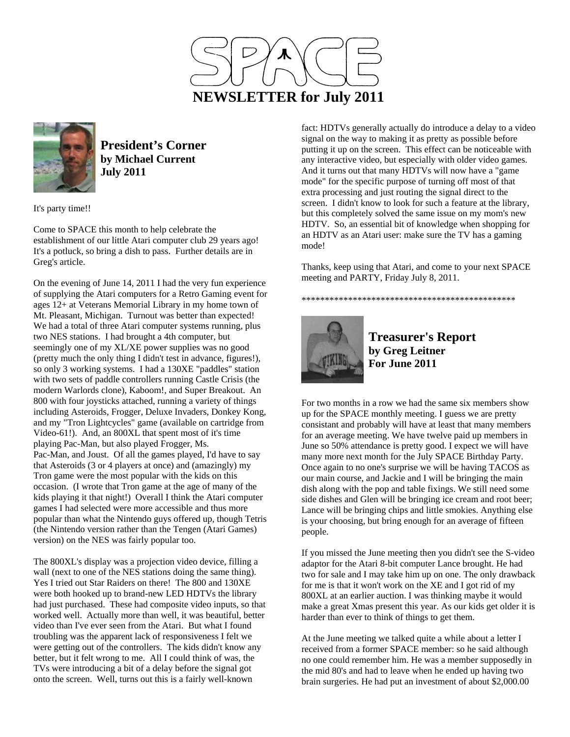# SPACE

## NEWSLETTER for July 2011

### President's Corner
**by Michael Current**
**July 2011**

It's party time!!

Come to SPACE this month to help celebrate the establishment of our little Atari computer club 29 years ago! It's a potluck, so bring a dish to pass. Further details are in Greg's article.

On the evening of June 14, 2011 I had the very fun experience of supplying the Atari computers for a Retro Gaming event for ages 12+ at Veterans Memorial Library in my home town of Mt. Pleasant, Michigan. Turnout was better than expected! We had a total of three Atari computer systems running, plus two NES stations. I had brought a 4th computer, but seemingly one of my XL/XE power supplies was no good (pretty much the only thing I didn't test in advance, figures!), so only 3 working systems. I had a 130XE "paddles" station with two sets of paddle controllers running Castle Crisis (the modern Warlords clone), Kaboom!, and Super Breakout. An 800 with four joysticks attached, running a variety of things including Asteroids, Frogger, Deluxe Invaders, Donkey Kong, and my "Tron Lightcycles" game (available on cartridge from Video-61!). And, an 800XL that spent most of it's time playing Pac-Man, but also played Frogger, Ms. Pac-Man, and Joust. Of all the games played, I'd have to say that Asteroids (3 or 4 players at once) and (amazingly) my Tron game were the most popular with the kids on this occasion. (I wrote that Tron game at the age of many of the kids playing it that night!) Overall I think the Atari computer games I had selected were more accessible and thus more popular than what the Nintendo guys offered up, though Tetris (the Nintendo version rather than the Tengen (Atari Games) version) on the NES was fairly popular too.

The 800XL's display was a projection video device, filling a wall (next to one of the NES stations doing the same thing). Yes I tried out Star Raiders on there! The 800 and 130XE were both hooked up to brand-new LED HDTVs the library had just purchased. These had composite video inputs, so that worked well. Actually more than well, it was beautiful, better video than I've ever seen from the Atari. But what I found troubling was the apparent lack of responsiveness I felt we were getting out of the controllers. The kids didn't know any better, but it felt wrong to me. All I could think of was, the TVs were introducing a bit of a delay before the signal got onto the screen. Well, turns out this is a fairly well-known fact: HDTVs generally actually do introduce a delay to a video signal on the way to making it as pretty as possible before putting it up on the screen. This effect can be noticeable with any interactive video, but especially with older video games. And it turns out that many HDTVs will now have a "game mode" for the specific purpose of turning off most of that extra processing and just routing the signal direct to the screen. I didn't know to look for such a feature at the library, but this completely solved the same issue on my mom's new HDTV. So, an essential bit of knowledge when shopping for an HDTV as an Atari user: make sure the TV has a gaming mode!

Thanks, keep using that Atari, and come to your next SPACE meeting and PARTY, Friday July 8, 2011.

***********************************************

### Treasurer's Report
**by Greg Leitner**
**For June 2011**

For two months in a row we had the same six members show up for the SPACE monthly meeting. I guess we are pretty consistant and probably will have at least that many members for an average meeting. We have twelve paid up members in June so 50% attendance is pretty good. I expect we will have many more next month for the July SPACE Birthday Party. Once again to no one's surprise we will be having TACOS as our main course, and Jackie and I will be bringing the main dish along with the pop and table fixings. We still need some side dishes and Glen will be bringing ice cream and root beer; Lance will be bringing chips and little smokies. Anything else is your choosing, but bring enough for an average of fifteen people.

If you missed the June meeting then you didn't see the S-video adaptor for the Atari 8-bit computer Lance brought. He had two for sale and I may take him up on one. The only drawback for me is that it won't work on the XE and I got rid of my 800XL at an earlier auction. I was thinking maybe it would make a great Xmas present this year. As our kids get older it is harder than ever to think of things to get them.

At the June meeting we talked quite a while about a letter I received from a former SPACE member: so he said although no one could remember him. He was a member supposedly in the mid 80's and had to leave when he ended up having two brain surgeries. He had put an investment of about $2,000.00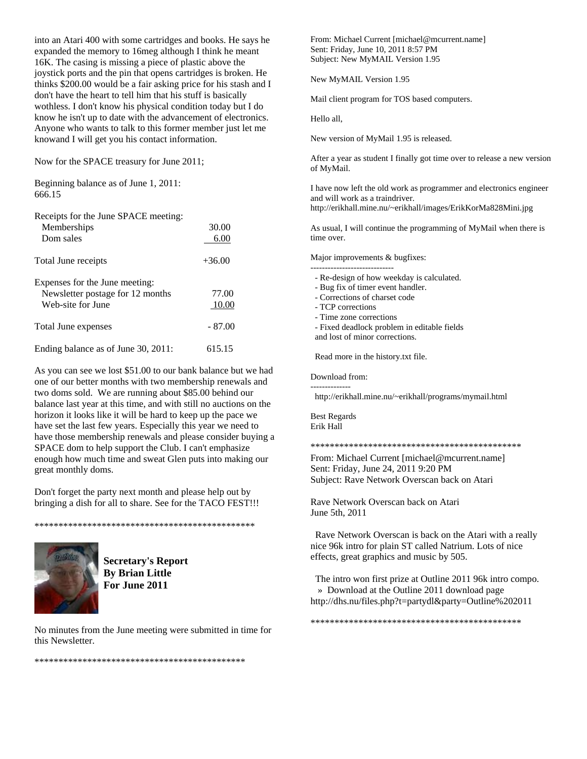into an Atari 400 with some cartridges and books. He says he expanded the memory to 16meg although I think he meant 16K. The casing is missing a piece of plastic above the joystick ports and the pin that opens cartridges is broken. He thinks $200.00 would be a fair asking price for his stash and I don't have the heart to tell him that his stuff is basically wothless. I don't know his physical condition today but I do know he isn't up to date with the advancement of electronics. Anyone who wants to talk to this former member just let me knowand I will get you his contact information.

Now for the SPACE treasury for June 2011;

Beginning balance as of June 1, 2011:
666.15

| | |
|---|---|
| Receipts for the June SPACE meeting: | |
| Memberships | 30.00 |
| Dom sales | 6.00 |
| Total June receipts | +36.00 |
| Expenses for the June meeting: | |
| Newsletter postage for 12 months | 77.00 |
| Web-site for June | 10.00 |
| Total June expenses | - 87.00 |
| Ending balance as of June 30, 2011: | 615.15 |

As you can see we lost $51.00 to our bank balance but we had one of our better months with two membership renewals and two doms sold. We are running about $85.00 behind our balance last year at this time, and with still no auctions on the horizon it looks like it will be hard to keep up the pace we have set the last few years. Especially this year we need to have those membership renewals and please consider buying a SPACE dom to help support the Club. I can't emphasize enough how much time and sweat Glen puts into making our great monthly doms.

Don't forget the party next month and please help out by bringing a dish for all to share. See for the TACO FEST!!!

\*\*\*\*\*\*\*\*\*\*\*\*\*\*\*\*\*\*\*\*\*\*\*\*\*\*\*\*\*\*\*\*\*\*\*\*\*\*\*\*\*\*\*\*\*\*\*\*

**Secretary's Report**
**By Brian Little**
**For June 2011**

No minutes from the June meeting were submitted in time for this Newsletter.

\*\*\*\*\*\*\*\*\*\*\*\*\*\*\*\*\*\*\*\*\*\*\*\*\*\*\*\*\*\*\*\*\*\*\*\*\*\*\*\*\*\*\*\*\*

From: Michael Current [michael@mcurrent.name]
Sent: Friday, June 10, 2011 8:57 PM
Subject: New MyMAIL Version 1.95

New MyMAIL Version 1.95

Mail client program for TOS based computers.

Hello all,

New version of MyMail 1.95 is released.

After a year as student I finally got time over to release a new version of MyMail.

I have now left the old work as programmer and electronics engineer and will work as a traindriver.
http://erikhall.mine.nu/~erikhall/images/ErikKorMa828Mini.jpg

As usual, I will continue the programming of MyMail when there is time over.

Major improvements & bugfixes:
-----------------------------
- Re-design of how weekday is calculated.
- Bug fix of timer event handler.
- Corrections of charset code
- TCP corrections
- Time zone corrections
- Fixed deadlock problem in editable fields
and lost of minor corrections.

Read more in the history.txt file.

Download from:
--------------
http://erikhall.mine.nu/~erikhall/programs/mymail.html

Best Regards
Erik Hall

\*\*\*\*\*\*\*\*\*\*\*\*\*\*\*\*\*\*\*\*\*\*\*\*\*\*\*\*\*\*\*\*\*\*\*\*\*\*\*\*\*\*\*\*\*

From: Michael Current [michael@mcurrent.name]
Sent: Friday, June 24, 2011 9:20 PM
Subject: Rave Network Overscan back on Atari

Rave Network Overscan back on Atari
June 5th, 2011

Rave Network Overscan is back on the Atari with a really nice 96k intro for plain ST called Natrium. Lots of nice effects, great graphics and music by 505.

The intro won first prize at Outline 2011 96k intro compo.
» Download at the Outline 2011 download page
http://dhs.nu/files.php?t=partydl&party=Outline%202011

\*\*\*\*\*\*\*\*\*\*\*\*\*\*\*\*\*\*\*\*\*\*\*\*\*\*\*\*\*\*\*\*\*\*\*\*\*\*\*\*\*\*\*\*\*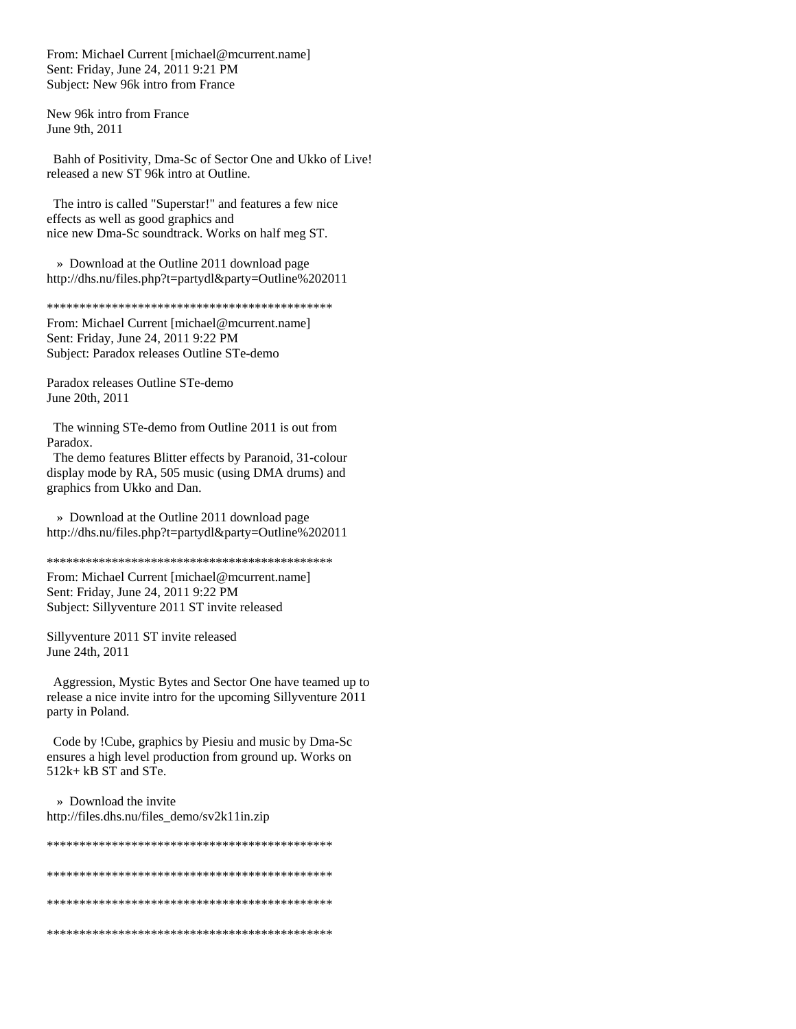From: Michael Current [michael@mcurrent.name]
Sent: Friday, June 24, 2011 9:21 PM
Subject: New 96k intro from France

New 96k intro from France
June 9th, 2011

Bahh of Positivity, Dma-Sc of Sector One and Ukko of Live! released a new ST 96k intro at Outline.

The intro is called "Superstar!" and features a few nice effects as well as good graphics and nice new Dma-Sc soundtrack. Works on half meg ST.

» Download at the Outline 2011 download page
http://dhs.nu/files.php?t=partydl&party=Outline%202011

********************************************

From: Michael Current [michael@mcurrent.name]
Sent: Friday, June 24, 2011 9:22 PM
Subject: Paradox releases Outline STe-demo

Paradox releases Outline STe-demo
June 20th, 2011

The winning STe-demo from Outline 2011 is out from Paradox.
The demo features Blitter effects by Paranoid, 31-colour display mode by RA, 505 music (using DMA drums) and graphics from Ukko and Dan.

» Download at the Outline 2011 download page
http://dhs.nu/files.php?t=partydl&party=Outline%202011

********************************************

From: Michael Current [michael@mcurrent.name]
Sent: Friday, June 24, 2011 9:22 PM
Subject: Sillyventure 2011 ST invite released

Sillyventure 2011 ST invite released
June 24th, 2011

Aggression, Mystic Bytes and Sector One have teamed up to release a nice invite intro for the upcoming Sillyventure 2011 party in Poland.

Code by !Cube, graphics by Piesiu and music by Dma-Sc ensures a high level production from ground up. Works on 512k+ kB ST and STe.

» Download the invite
http://files.dhs.nu/files_demo/sv2k11in.zip

********************************************

********************************************

********************************************

********************************************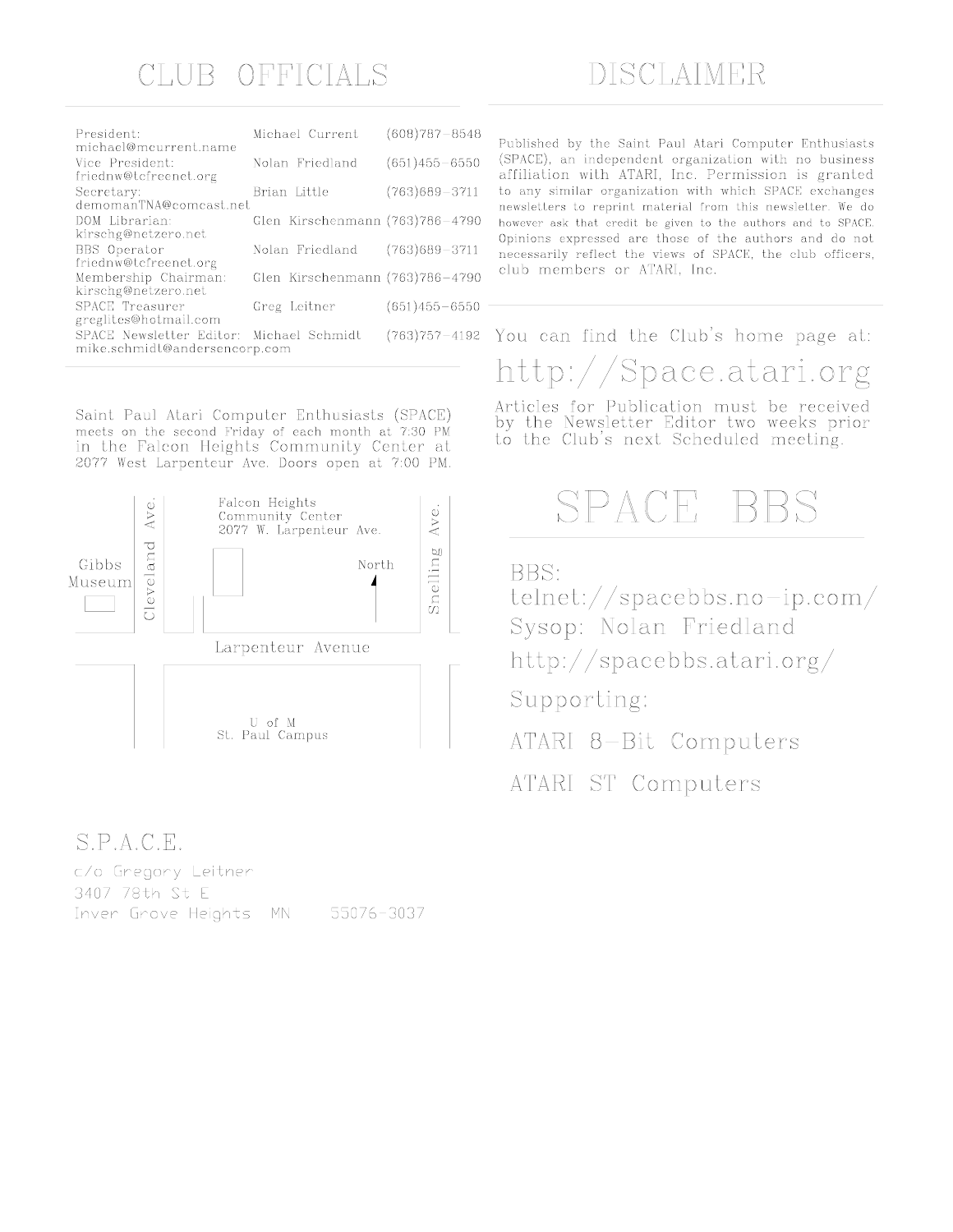# CLUB OFFICIALS

| | | |
|---|---|---|
| President: michael@mcurrent.name | Michael Current | (608)787-8548 |
| Vice President: friednw@tcfreenet.org | Nolan Friedland | (651)455-6550 |
| Secretary: demomanTNA@comcast.net | Brian Little | (763)689-3711 |
| DOM Librarian: kirschg@netzero.net | Glen Kirschenmann | (763)786-4790 |
| BBS Operator friednw@tcfreenet.org | Nolan Friedland | (763)689-3711 |
| Membership Chairman: kirschg@netzero.net | Glen Kirschenmann | (763)786-4790 |
| SPACE Treasurer greglites@hotmail.com | Greg Leitner | (651)455-6550 |
| SPACE Newsletter Editor: mike.schmidt@andersencorp.com | Michael Schmidt | (763)757-4192 |

Saint Paul Atari Computer Enthusiasts (SPACE) meets on the second Friday of each month at 7:30 PM in the Falcon Heights Community Center at 2077 West Larpenteur Ave. Doors open at 7:00 PM.

Falcon Heights
Community Center
2077 W. Larpenteur Ave.

Gibbs Museum
Cleveland Ave.
Snelling Ave.
North
Larpenteur Avenue
U of M
St. Paul Campus

# DISCLAIMER

Published by the Saint Paul Atari Computer Enthusiasts (SPACE), an independent organization with no business affiliation with ATARI, Inc. Permission is granted to any similar organization with which SPACE exchanges newsletters to reprint material from this newsletter. We do however ask that credit be given to the authors and to SPACE. Opinions expressed are those of the authors and do not necessarily reflect the views of SPACE, the club officers, club members or ATARI, Inc.

You can find the Club's home page at:

http://Space.atari.org

Articles for Publication must be received by the Newsletter Editor two weeks prior to the Club's next Scheduled meeting.

# SPACE BBS

BBS:
telnet://spacebbs.no-ip.com/
Sysop: Nolan Friedland
http://spacebbs.atari.org/

Supporting:

ATARI 8-Bit Computers

ATARI ST Computers

S.P.A.C.E.
c/o Gregory Leitner
3407 78th St E
Inver Grove Heights MN 55076-3037